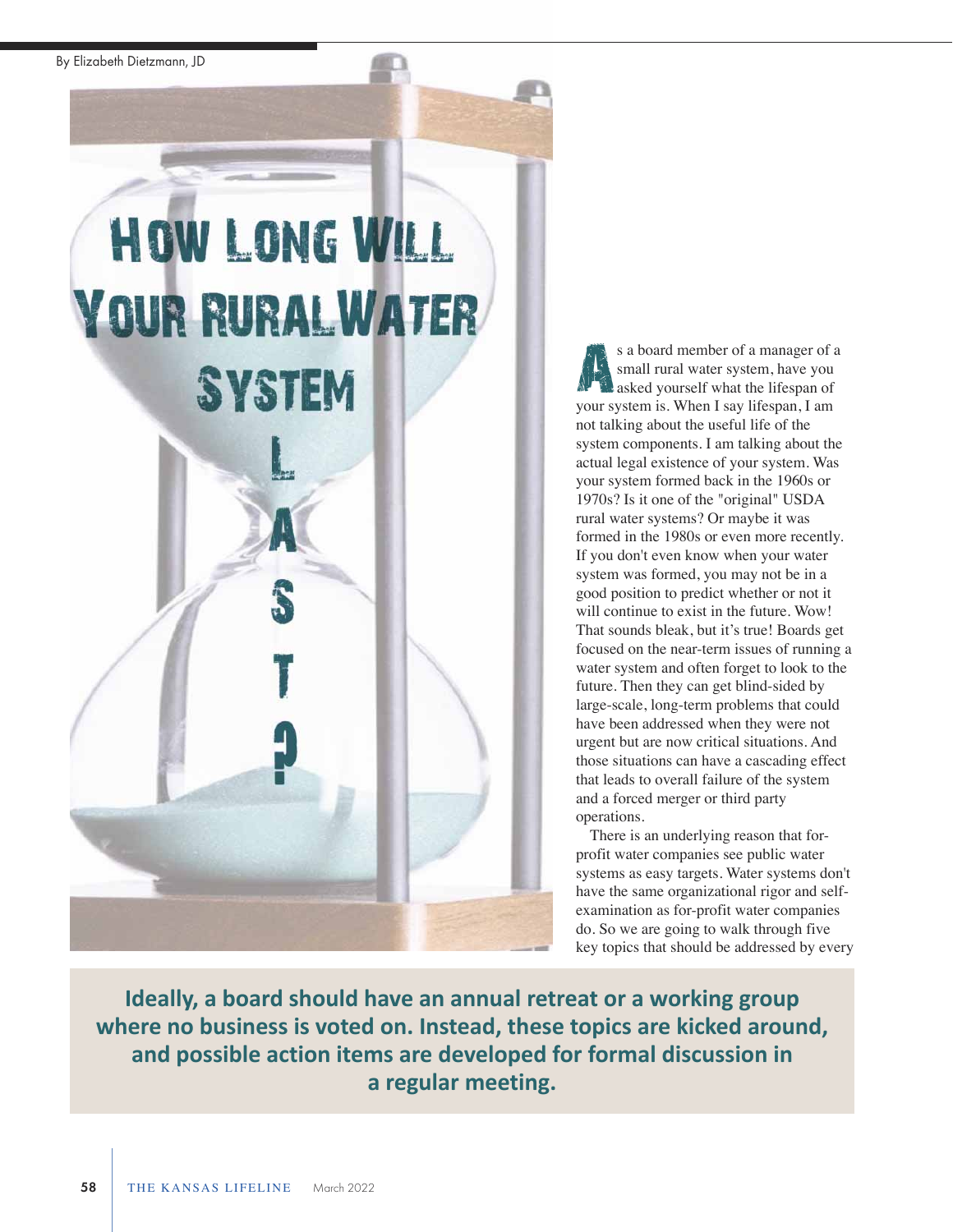By Elizabeth Dietzmann, JD

# How Long Will Your Rural Water System Last?

As a board member of a manager of a small rural water system, have you asked yourself what the lifespan of your system is. When I say lifespan, I am not talking about the useful life of the system components. I am talking about the actual legal existence of your system. Was your system formed back in the 1960s or 1970s? Is it one of the "original" USDA rural water systems? Or maybe it was formed in the 1980s or even more recently. If you don't even know when your water system was formed, you may not be in a good position to predict whether or not it will continue to exist in the future. Wow! That sounds bleak, but it's true! Boards get focused on the near-term issues of running a water system and often forget to look to the future. Then they can get blind-sided by large-scale, long-term problems that could have been addressed when they were not urgent but are now critical situations. And those situations can have a cascading effect that leads to overall failure of the system and a forced merger or third party operations.

There is an underlying reason that for-profit water companies see public water systems as easy targets. Water systems don't have the same organizational rigor and self-examination as for-profit water companies do. So we are going to walk through five key topics that should be addressed by every

**Ideally, a board should have an annual retreat or a working group where no business is voted on. Instead, these topics are kicked around, and possible action items are developed for formal discussion in a regular meeting.**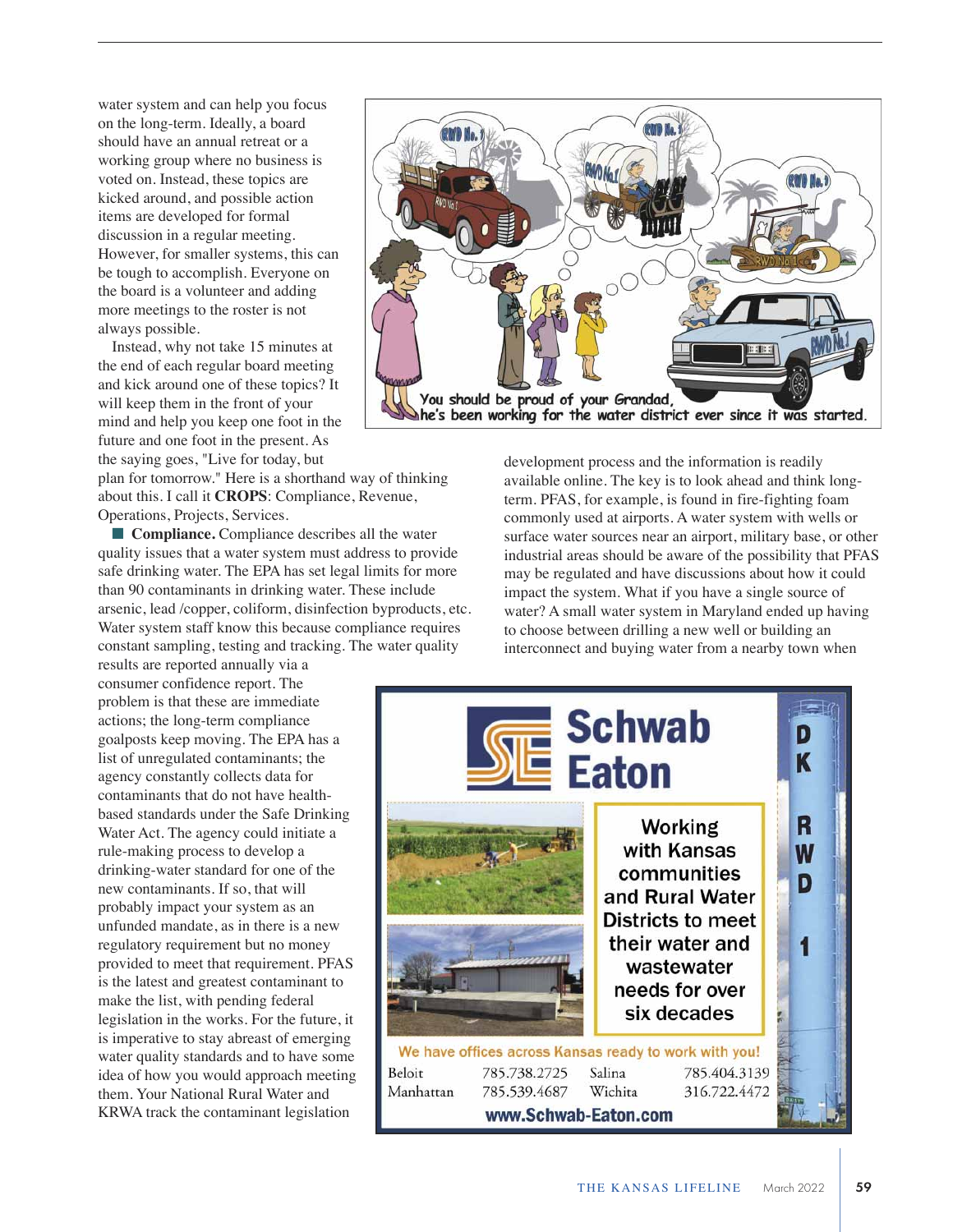water system and can help you focus on the long-term. Ideally, a board should have an annual retreat or a working group where no business is voted on. Instead, these topics are kicked around, and possible action items are developed for formal discussion in a regular meeting. However, for smaller systems, this can be tough to accomplish. Everyone on the board is a volunteer and adding more meetings to the roster is not always possible.

Instead, why not take 15 minutes at the end of each regular board meeting and kick around one of these topics? It will keep them in the front of your mind and help you keep one foot in the future and one foot in the present. As the saying goes, "Live for today, but plan for tomorrow." Here is a shorthand way of thinking about this. I call it **CROPS**: Compliance, Revenue, Operations, Projects, Services.

You should be proud of your Grandad, he's been working for the water district ever since it was started.

■ **Compliance.** Compliance describes all the water quality issues that a water system must address to provide safe drinking water. The EPA has set legal limits for more than 90 contaminants in drinking water. These include arsenic, lead /copper, coliform, disinfection byproducts, etc. Water system staff know this because compliance requires constant sampling, testing and tracking. The water quality results are reported annually via a consumer confidence report. The problem is that these are immediate actions; the long-term compliance goalposts keep moving. The EPA has a list of unregulated contaminants; the agency constantly collects data for contaminants that do not have health-based standards under the Safe Drinking Water Act. The agency could initiate a rule-making process to develop a drinking-water standard for one of the new contaminants. If so, that will probably impact your system as an unfunded mandate, as in there is a new regulatory requirement but no money provided to meet that requirement. PFAS is the latest and greatest contaminant to make the list, with pending federal legislation in the works. For the future, it is imperative to stay abreast of emerging water quality standards and to have some idea of how you would approach meeting them. Your National Rural Water and KRWA track the contaminant legislation development process and the information is readily available online. The key is to look ahead and think long-term. PFAS, for example, is found in fire-fighting foam commonly used at airports. A water system with wells or surface water sources near an airport, military base, or other industrial areas should be aware of the possibility that PFAS may be regulated and have discussions about how it could impact the system. What if you have a single source of water? A small water system in Maryland ended up having to choose between drilling a new well or building an interconnect and buying water from a nearby town when

**Schwab Eaton**

Working with Kansas communities and Rural Water Districts to meet their water and wastewater needs for over six decades

We have offices across Kansas ready to work with you!

| | | | |
|---|---|---|---|
| Beloit | 785.738.2725 | Salina | 785.404.3139 |
| Manhattan | 785.539.4687 | Wichita | 316.722.4472 |

www.Schwab-Eaton.com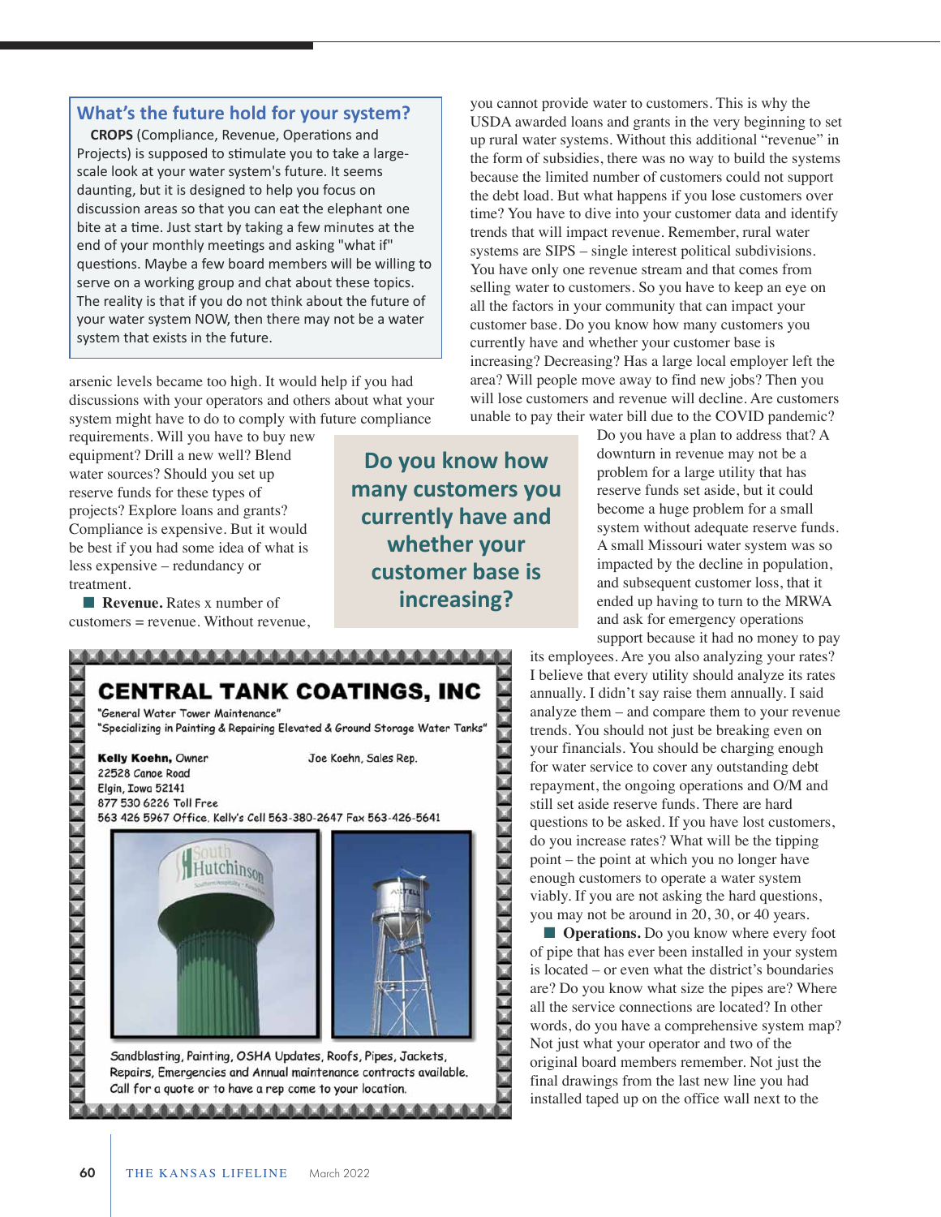## What's the future hold for your system?

**CROPS** (Compliance, Revenue, Operations and Projects) is supposed to stimulate you to take a large-scale look at your water system's future. It seems daunting, but it is designed to help you focus on discussion areas so that you can eat the elephant one bite at a time. Just start by taking a few minutes at the end of your monthly meetings and asking "what if" questions. Maybe a few board members will be willing to serve on a working group and chat about these topics. The reality is that if you do not think about the future of your water system NOW, then there may not be a water system that exists in the future.

arsenic levels became too high. It would help if you had discussions with your operators and others about what your system might have to do to comply with future compliance requirements. Will you have to buy new equipment? Drill a new well? Blend water sources? Should you set up reserve funds for these types of projects? Explore loans and grants? Compliance is expensive. But it would be best if you had some idea of what is less expensive – redundancy or treatment.

■ **Revenue.** Rates x number of customers = revenue. Without revenue, you cannot provide water to customers. This is why the USDA awarded loans and grants in the very beginning to set up rural water systems. Without this additional "revenue" in the form of subsidies, there was no way to build the systems because the limited number of customers could not support the debt load. But what happens if you lose customers over time? You have to dive into your customer data and identify trends that will impact revenue. Remember, rural water systems are SIPS – single interest political subdivisions. You have only one revenue stream and that comes from selling water to customers. So you have to keep an eye on all the factors in your community that can impact your customer base. Do you know how many customers you currently have and whether your customer base is increasing? Decreasing? Has a large local employer left the area? Will people move away to find new jobs? Then you will lose customers and revenue will decline. Are customers unable to pay their water bill due to the COVID pandemic? Do you have a plan to address that? A downturn in revenue may not be a problem for a large utility that has reserve funds set aside, but it could become a huge problem for a small system without adequate reserve funds. A small Missouri water system was so impacted by the decline in population, and subsequent customer loss, that it ended up having to turn to the MRWA and ask for emergency operations support because it had no money to pay its employees. Are you also analyzing your rates? I believe that every utility should analyze its rates annually. I didn't say raise them annually. I said analyze them – and compare them to your revenue trends. You should not just be breaking even on your financials. You should be charging enough for water service to cover any outstanding debt repayment, the ongoing operations and O/M and still set aside reserve funds. There are hard questions to be asked. If you have lost customers, do you increase rates? What will be the tipping point – the point at which you no longer have enough customers to operate a water system viably. If you are not asking the hard questions, you may not be around in 20, 30, or 40 years.

> **Do you know how many customers you currently have and whether your customer base is increasing?**

■ **Operations.** Do you know where every foot of pipe that has ever been installed in your system is located – or even what the district's boundaries are? Do you know what size the pipes are? Where all the service connections are located? In other words, do you have a comprehensive system map? Not just what your operator and two of the original board members remember. Not just the final drawings from the last new line you had installed taped up on the office wall next to the

---

**CENTRAL TANK COATINGS, INC**

"General Water Tower Maintenance"
"Specializing in Painting & Repairing Elevated & Ground Storage Water Tanks"

**Kelly Koehn,** Owner
Joe Koehn, Sales Rep.
22528 Canoe Road
Elgin, Iowa 52141
877 530 6226 Toll Free
563 426 5967 Office. Kelly's Cell 563-380-2647 Fax 563-426-5641

Sandblasting, Painting, OSHA Updates, Roofs, Pipes, Jackets, Repairs, Emergencies and Annual maintenance contracts available. Call for a quote or to have a rep come to your location.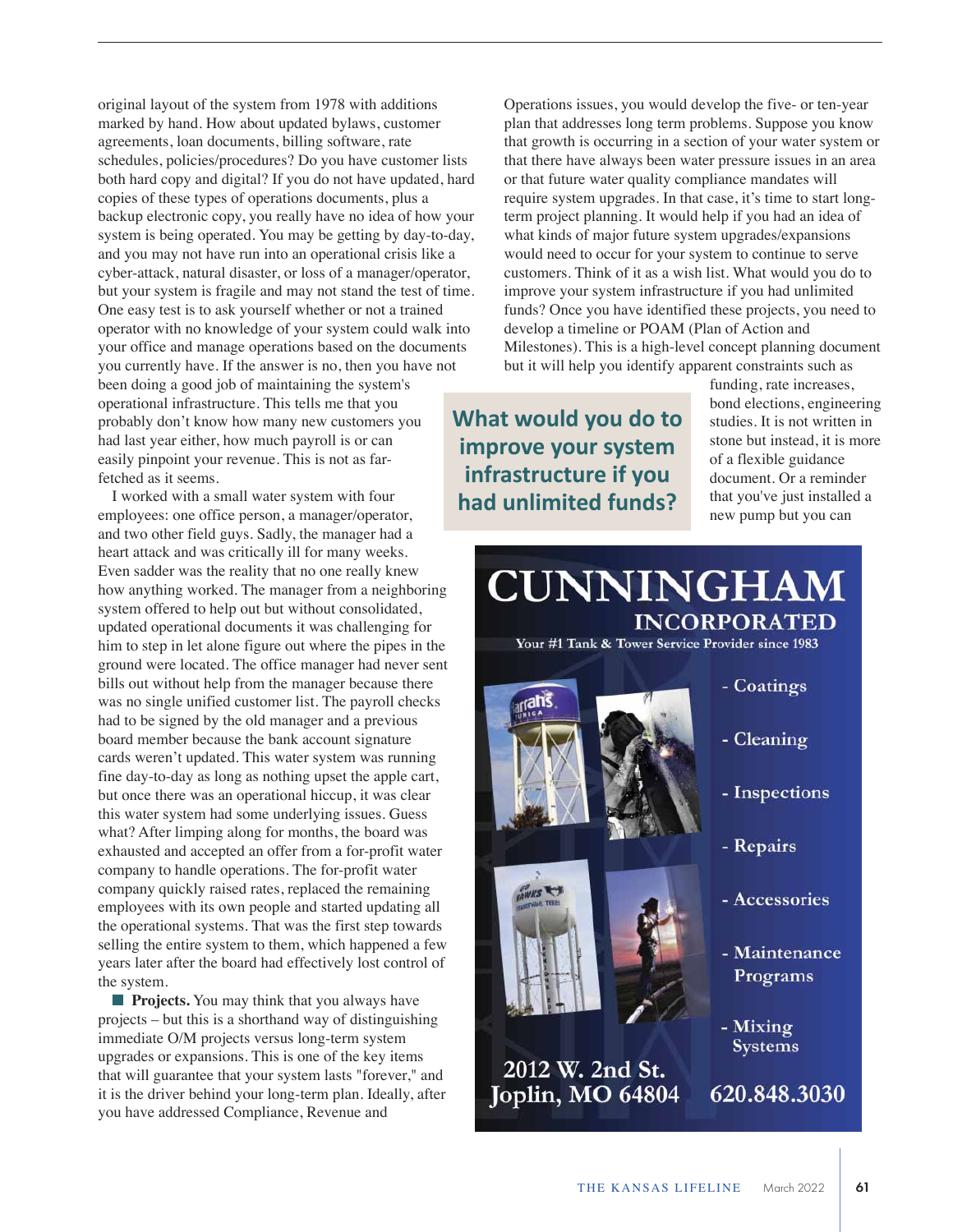original layout of the system from 1978 with additions marked by hand. How about updated bylaws, customer agreements, loan documents, billing software, rate schedules, policies/procedures? Do you have customer lists both hard copy and digital? If you do not have updated, hard copies of these types of operations documents, plus a backup electronic copy, you really have no idea of how your system is being operated. You may be getting by day-to-day, and you may not have run into an operational crisis like a cyber-attack, natural disaster, or loss of a manager/operator, but your system is fragile and may not stand the test of time. One easy test is to ask yourself whether or not a trained operator with no knowledge of your system could walk into your office and manage operations based on the documents you currently have. If the answer is no, then you have not been doing a good job of maintaining the system's operational infrastructure. This tells me that you probably don't know how many new customers you had last year either, how much payroll is or can easily pinpoint your revenue. This is not as far-fetched as it seems.

I worked with a small water system with four employees: one office person, a manager/operator, and two other field guys. Sadly, the manager had a heart attack and was critically ill for many weeks. Even sadder was the reality that no one really knew how anything worked. The manager from a neighboring system offered to help out but without consolidated, updated operational documents it was challenging for him to step in let alone figure out where the pipes in the ground were located. The office manager had never sent bills out without help from the manager because there was no single unified customer list. The payroll checks had to be signed by the old manager and a previous board member because the bank account signature cards weren't updated. This water system was running fine day-to-day as long as nothing upset the apple cart, but once there was an operational hiccup, it was clear this water system had some underlying issues. Guess what? After limping along for months, the board was exhausted and accepted an offer from a for-profit water company to handle operations. The for-profit water company quickly raised rates, replaced the remaining employees with its own people and started updating all the operational systems. That was the first step towards selling the entire system to them, which happened a few years later after the board had effectively lost control of the system.

■ **Projects.** You may think that you always have projects – but this is a shorthand way of distinguishing immediate O/M projects versus long-term system upgrades or expansions. This is one of the key items that will guarantee that your system lasts "forever," and it is the driver behind your long-term plan. Ideally, after you have addressed Compliance, Revenue and Operations issues, you would develop the five- or ten-year plan that addresses long term problems. Suppose you know that growth is occurring in a section of your water system or that there have always been water pressure issues in an area or that future water quality compliance mandates will require system upgrades. In that case, it's time to start long-term project planning. It would help if you had an idea of what kinds of major future system upgrades/expansions would need to occur for your system to continue to serve customers. Think of it as a wish list. What would you do to improve your system infrastructure if you had unlimited funds? Once you have identified these projects, you need to develop a timeline or POAM (Plan of Action and Milestones). This is a high-level concept planning document but it will help you identify apparent constraints such as funding, rate increases, bond elections, engineering studies. It is not written in stone but instead, it is more of a flexible guidance document. Or a reminder that you've just installed a new pump but you can

**What would you do to improve your system infrastructure if you had unlimited funds?**

**CUNNINGHAM INCORPORATED**
Your #1 Tank & Tower Service Provider since 1983

- Coatings
- Cleaning
- Inspections
- Repairs
- Accessories
- Maintenance Programs
- Mixing Systems

2012 W. 2nd St.
Joplin, MO 64804
620.848.3030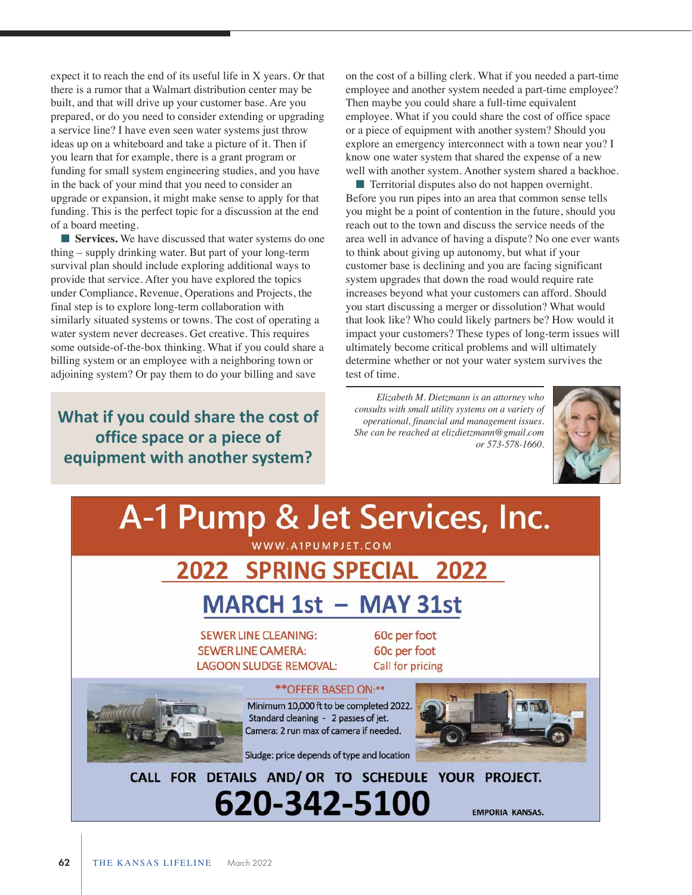expect it to reach the end of its useful life in X years. Or that there is a rumor that a Walmart distribution center may be built, and that will drive up your customer base. Are you prepared, or do you need to consider extending or upgrading a service line? I have even seen water systems just throw ideas up on a whiteboard and take a picture of it. Then if you learn that for example, there is a grant program or funding for small system engineering studies, and you have in the back of your mind that you need to consider an upgrade or expansion, it might make sense to apply for that funding. This is the perfect topic for a discussion at the end of a board meeting.

**Services.** We have discussed that water systems do one thing – supply drinking water. But part of your long-term survival plan should include exploring additional ways to provide that service. After you have explored the topics under Compliance, Revenue, Operations and Projects, the final step is to explore long-term collaboration with similarly situated systems or towns. The cost of operating a water system never decreases. Get creative. This requires some outside-of-the-box thinking. What if you could share a billing system or an employee with a neighboring town or adjoining system? Or pay them to do your billing and save on the cost of a billing clerk. What if you needed a part-time employee and another system needed a part-time employee? Then maybe you could share a full-time equivalent employee. What if you could share the cost of office space or a piece of equipment with another system? Should you explore an emergency interconnect with a town near you? I know one water system that shared the expense of a new well with another system. Another system shared a backhoe.

Territorial disputes also do not happen overnight. Before you run pipes into an area that common sense tells you might be a point of contention in the future, should you reach out to the town and discuss the service needs of the area well in advance of having a dispute? No one ever wants to think about giving up autonomy, but what if your customer base is declining and you are facing significant system upgrades that down the road would require rate increases beyond what your customers can afford. Should you start discussing a merger or dissolution? What would that look like? Who could likely partners be? How would it impact your customers? These types of long-term issues will ultimately become critical problems and will ultimately determine whether or not your water system survives the test of time.

**What if you could share the cost of office space or a piece of equipment with another system?**

*Elizabeth M. Dietzmann is an attorney who consults with small utility systems on a variety of operational, financial and management issues. She can be reached at elizdietzmann@gmail.com or 573-578-1660.*

# A-1 Pump & Jet Services, Inc.

WWW.A1PUMPJET.COM

## 2022 SPRING SPECIAL 2022

## MARCH 1st – MAY 31st

| | |
|---|---|
| SEWER LINE CLEANING: | 60c per foot |
| SEWER LINE CAMERA: | 60c per foot |
| LAGOON SLUDGE REMOVAL: | Call for pricing |

**OFFER BASED ON:**

Minimum 10,000 ft to be completed 2022.
Standard cleaning - 2 passes of jet.
Camera: 2 run max of camera if needed.

Sludge: price depends of type and location

CALL FOR DETAILS AND/ OR TO SCHEDULE YOUR PROJECT.

**620-342-5100**

EMPORIA KANSAS.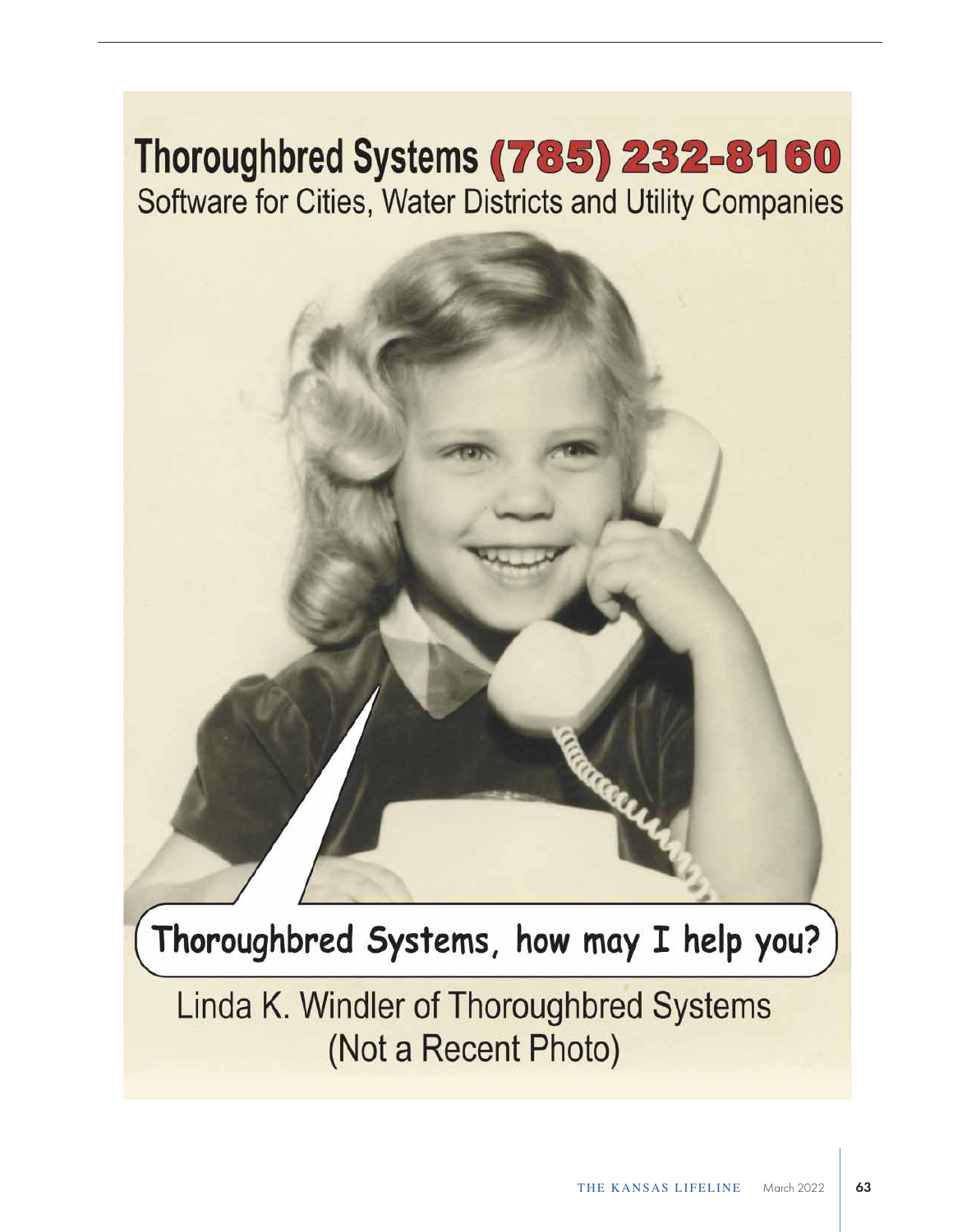# Thoroughbred Systems (785) 232-8160

Software for Cities, Water Districts and Utility Companies

Thoroughbred Systems, how may I help you?

Linda K. Windler of Thoroughbred Systems
(Not a Recent Photo)